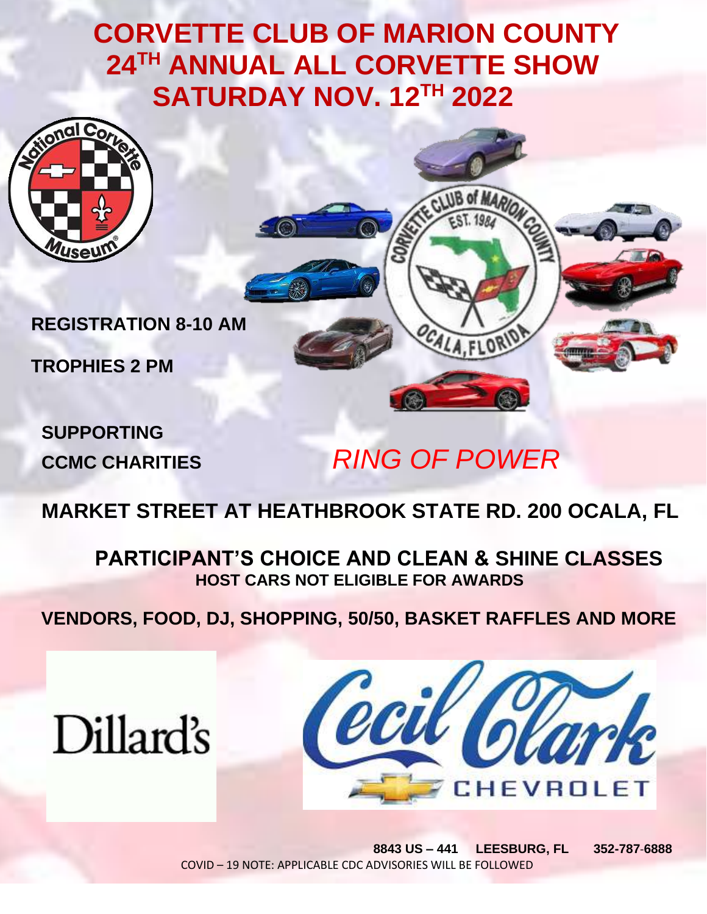# CORVETTE CLUB OF MARION COUNTY
# 24TH ANNUAL ALL CORVETTE SHOW
# SATURDAY NOV. 12TH 2022

**REGISTRATION 8-10 AM**

**TROPHIES 2 PM**

**SUPPORTING**
**CCMC CHARITIES**

*RING OF POWER*

**MARKET STREET AT HEATHBROOK STATE RD. 200 OCALA, FL**

**PARTICIPANT'S CHOICE AND CLEAN & SHINE CLASSES**
**HOST CARS NOT ELIGIBLE FOR AWARDS**

**VENDORS, FOOD, DJ, SHOPPING, 50/50, BASKET RAFFLES AND MORE**

Dillard's

Cecil Clark CHEVROLET

**8843 US – 441 LEESBURG, FL 352-787-6888**

COVID – 19 NOTE: APPLICABLE CDC ADVISORIES WILL BE FOLLOWED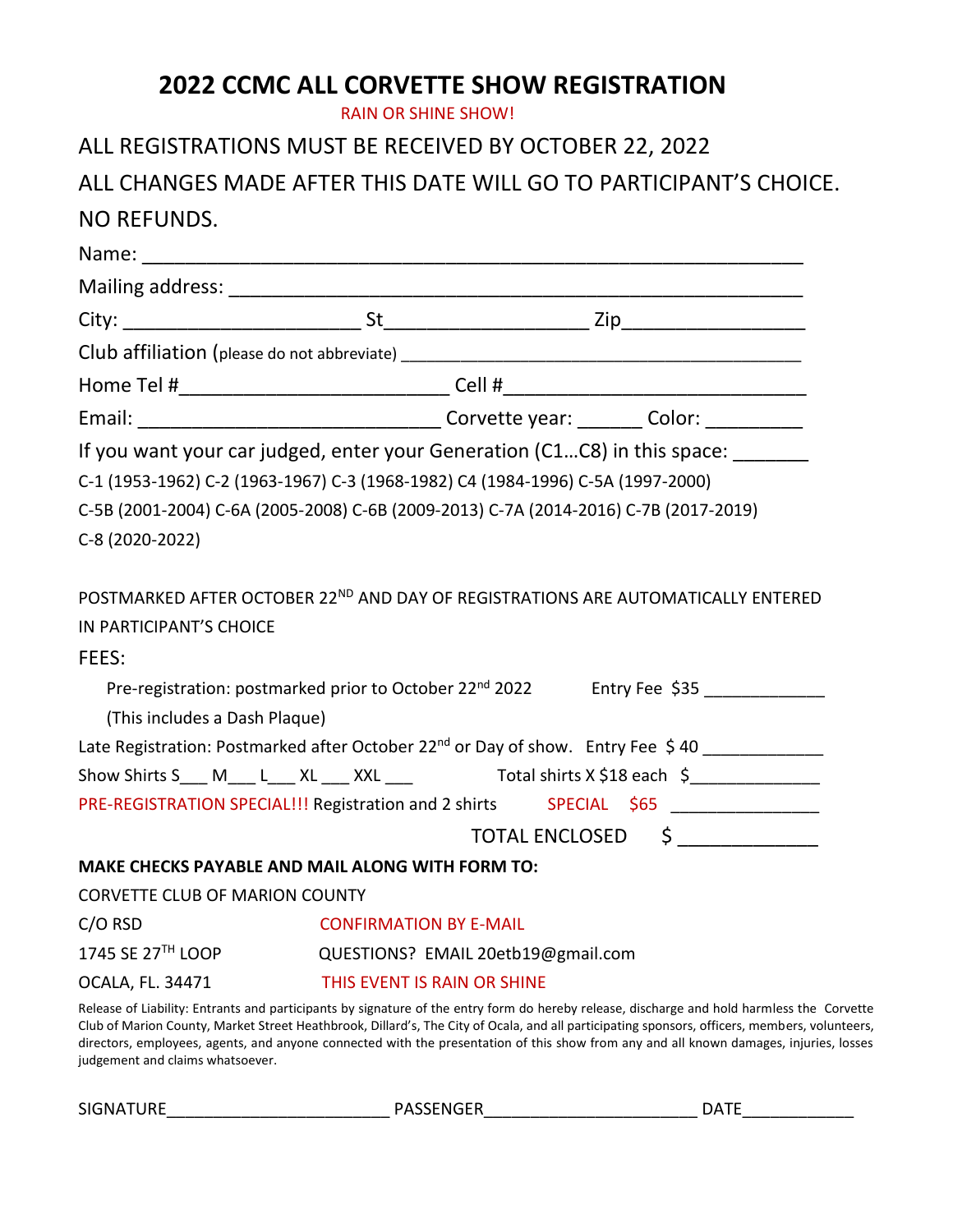# 2022 CCMC ALL CORVETTE SHOW REGISTRATION

RAIN OR SHINE SHOW!

ALL REGISTRATIONS MUST BE RECEIVED BY OCTOBER 22, 2022

ALL CHANGES MADE AFTER THIS DATE WILL GO TO PARTICIPANT'S CHOICE.

NO REFUNDS.

Name: ___________________________________________________________

Mailing address: ____________________________________________________

City: ______________________ St___________________ Zip_________________

Club affiliation (please do not abbreviate) __________________________________________

Home Tel #_________________________ Cell #_____________________________

Email: ____________________________ Corvette year: ______ Color: _________

If you want your car judged, enter your Generation (C1…C8) in this space: _______

C-1 (1953-1962) C-2 (1963-1967) C-3 (1968-1982) C4 (1984-1996) C-5A (1997-2000)

C-5B (2001-2004) C-6A (2005-2008) C-6B (2009-2013) C-7A (2014-2016) C-7B (2017-2019)

C-8 (2020-2022)

POSTMARKED AFTER OCTOBER 22ND AND DAY OF REGISTRATIONS ARE AUTOMATICALLY ENTERED IN PARTICIPANT'S CHOICE

FEES:

Pre-registration: postmarked prior to October 22nd 2022 Entry Fee $35 ____________

(This includes a Dash Plaque)

Late Registration: Postmarked after October 22nd or Day of show. Entry Fee $ 40 ____________

Show Shirts S___ M___ L___ XL ___ XXL ___ Total shirts X $18 each $_____________

PRE-REGISTRATION SPECIAL!!! Registration and 2 shirts SPECIAL $65 _______________

TOTAL ENCLOSED $ _____________

**MAKE CHECKS PAYABLE AND MAIL ALONG WITH FORM TO:**

CORVETTE CLUB OF MARION COUNTY

C/O RSD

1745 SE 27TH LOOP

OCALA, FL. 34471

CONFIRMATION BY E-MAIL

QUESTIONS? EMAIL 20etb19@gmail.com

THIS EVENT IS RAIN OR SHINE

Release of Liability: Entrants and participants by signature of the entry form do hereby release, discharge and hold harmless the Corvette Club of Marion County, Market Street Heathbrook, Dillard's, The City of Ocala, and all participating sponsors, officers, members, volunteers, directors, employees, agents, and anyone connected with the presentation of this show from any and all known damages, injuries, losses judgement and claims whatsoever.

SIGNATURE_______________________ PASSENGER______________________ DATE___________